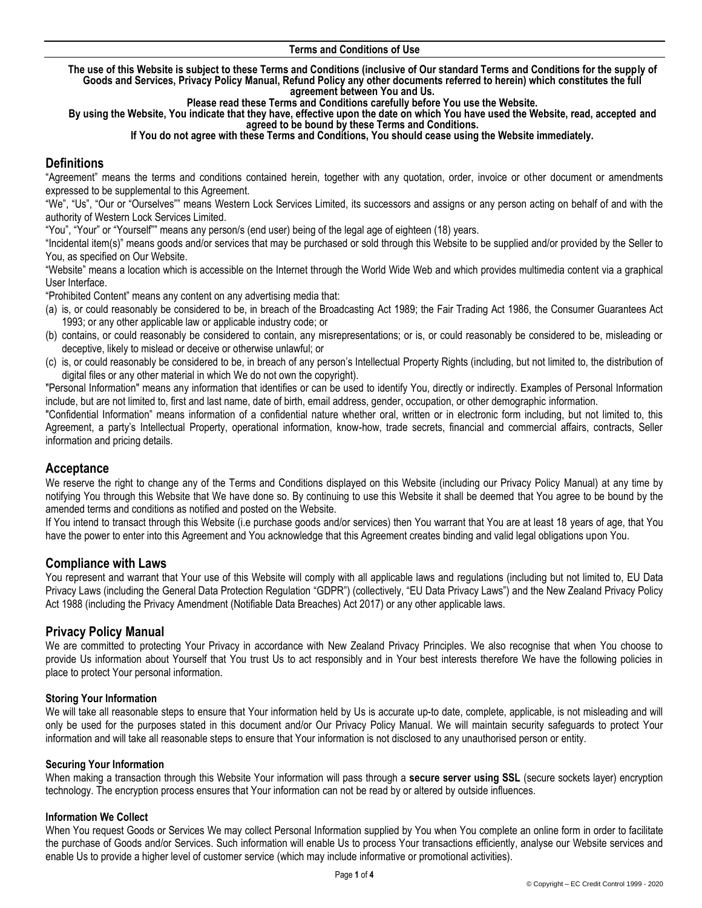# Terms and Conditions of Use

**The use of this Website is subject to these Terms and Conditions (inclusive of Our standard Terms and Conditions for the supply of Goods and Services, Privacy Policy Manual, Refund Policy any other documents referred to herein) which constitutes the full agreement between You and Us.**

**Please read these Terms and Conditions carefully before You use the Website.**

**By using the Website, You indicate that they have, effective upon the date on which You have used the Website, read, accepted and agreed to be bound by these Terms and Conditions.**

**If You do not agree with these Terms and Conditions, You should cease using the Website immediately.**

## Definitions

"Agreement" means the terms and conditions contained herein, together with any quotation, order, invoice or other document or amendments expressed to be supplemental to this Agreement.

"We", "Us", "Our or "Ourselves"" means Western Lock Services Limited, its successors and assigns or any person acting on behalf of and with the authority of Western Lock Services Limited.

"You", "Your" or "Yourself"" means any person/s (end user) being of the legal age of eighteen (18) years.

"Incidental item(s)" means goods and/or services that may be purchased or sold through this Website to be supplied and/or provided by the Seller to You, as specified on Our Website.

"Website" means a location which is accessible on the Internet through the World Wide Web and which provides multimedia content via a graphical User Interface.

"Prohibited Content" means any content on any advertising media that:

(a) is, or could reasonably be considered to be, in breach of the Broadcasting Act 1989; the Fair Trading Act 1986, the Consumer Guarantees Act 1993; or any other applicable law or applicable industry code; or

(b) contains, or could reasonably be considered to contain, any misrepresentations; or is, or could reasonably be considered to be, misleading or deceptive, likely to mislead or deceive or otherwise unlawful; or

(c) is, or could reasonably be considered to be, in breach of any person's Intellectual Property Rights (including, but not limited to, the distribution of digital files or any other material in which We do not own the copyright).

"Personal Information" means any information that identifies or can be used to identify You, directly or indirectly. Examples of Personal Information include, but are not limited to, first and last name, date of birth, email address, gender, occupation, or other demographic information.

"Confidential Information" means information of a confidential nature whether oral, written or in electronic form including, but not limited to, this Agreement, a party's Intellectual Property, operational information, know-how, trade secrets, financial and commercial affairs, contracts, Seller information and pricing details.

## Acceptance

We reserve the right to change any of the Terms and Conditions displayed on this Website (including our Privacy Policy Manual) at any time by notifying You through this Website that We have done so. By continuing to use this Website it shall be deemed that You agree to be bound by the amended terms and conditions as notified and posted on the Website.

If You intend to transact through this Website (i.e purchase goods and/or services) then You warrant that You are at least 18 years of age, that You have the power to enter into this Agreement and You acknowledge that this Agreement creates binding and valid legal obligations upon You.

## Compliance with Laws

You represent and warrant that Your use of this Website will comply with all applicable laws and regulations (including but not limited to, EU Data Privacy Laws (including the General Data Protection Regulation "GDPR") (collectively, "EU Data Privacy Laws") and the New Zealand Privacy Policy Act 1988 (including the Privacy Amendment (Notifiable Data Breaches) Act 2017) or any other applicable laws.

## Privacy Policy Manual

We are committed to protecting Your Privacy in accordance with New Zealand Privacy Principles. We also recognise that when You choose to provide Us information about Yourself that You trust Us to act responsibly and in Your best interests therefore We have the following policies in place to protect Your personal information.

### Storing Your Information

We will take all reasonable steps to ensure that Your information held by Us is accurate up-to date, complete, applicable, is not misleading and will only be used for the purposes stated in this document and/or Our Privacy Policy Manual. We will maintain security safeguards to protect Your information and will take all reasonable steps to ensure that Your information is not disclosed to any unauthorised person or entity.

### Securing Your Information

When making a transaction through this Website Your information will pass through a **secure server using SSL** (secure sockets layer) encryption technology. The encryption process ensures that Your information can not be read by or altered by outside influences.

### Information We Collect

When You request Goods or Services We may collect Personal Information supplied by You when You complete an online form in order to facilitate the purchase of Goods and/or Services. Such information will enable Us to process Your transactions efficiently, analyse our Website services and enable Us to provide a higher level of customer service (which may include informative or promotional activities).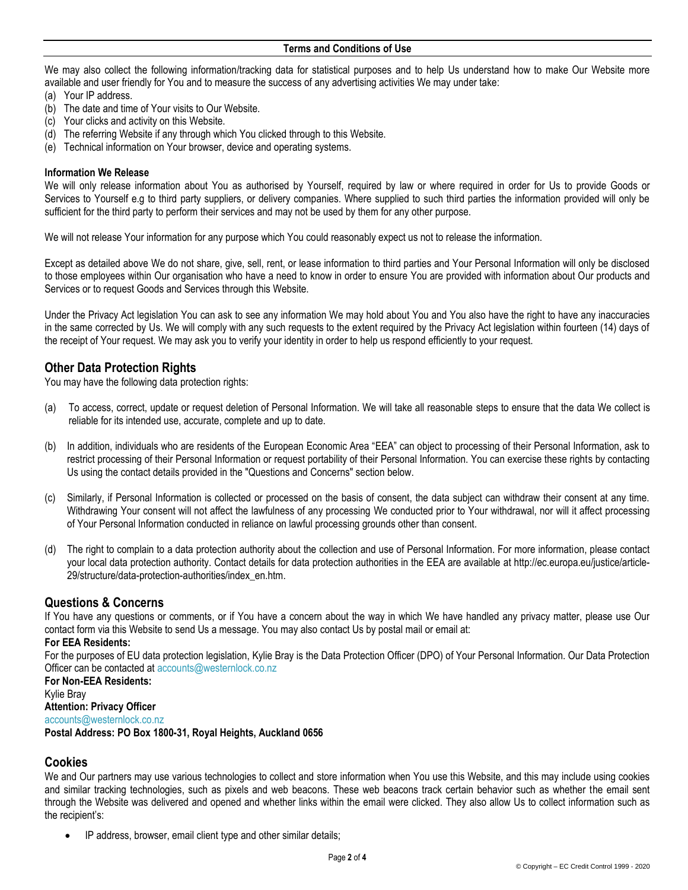We may also collect the following information/tracking data for statistical purposes and to help Us understand how to make Our Website more available and user friendly for You and to measure the success of any advertising activities We may under take:

(a) Your IP address.
(b) The date and time of Your visits to Our Website.
(c) Your clicks and activity on this Website.
(d) The referring Website if any through which You clicked through to this Website.
(e) Technical information on Your browser, device and operating systems.

**Information We Release**

We will only release information about You as authorised by Yourself, required by law or where required in order for Us to provide Goods or Services to Yourself e.g to third party suppliers, or delivery companies. Where supplied to such third parties the information provided will only be sufficient for the third party to perform their services and may not be used by them for any other purpose.

We will not release Your information for any purpose which You could reasonably expect us not to release the information.

Except as detailed above We do not share, give, sell, rent, or lease information to third parties and Your Personal Information will only be disclosed to those employees within Our organisation who have a need to know in order to ensure You are provided with information about Our products and Services or to request Goods and Services through this Website.

Under the Privacy Act legislation You can ask to see any information We may hold about You and You also have the right to have any inaccuracies in the same corrected by Us. We will comply with any such requests to the extent required by the Privacy Act legislation within fourteen (14) days of the receipt of Your request. We may ask you to verify your identity in order to help us respond efficiently to your request.

## Other Data Protection Rights

You may have the following data protection rights:

(a) To access, correct, update or request deletion of Personal Information. We will take all reasonable steps to ensure that the data We collect is reliable for its intended use, accurate, complete and up to date.

(b) In addition, individuals who are residents of the European Economic Area "EEA" can object to processing of their Personal Information, ask to restrict processing of their Personal Information or request portability of their Personal Information. You can exercise these rights by contacting Us using the contact details provided in the "Questions and Concerns" section below.

(c) Similarly, if Personal Information is collected or processed on the basis of consent, the data subject can withdraw their consent at any time. Withdrawing Your consent will not affect the lawfulness of any processing We conducted prior to Your withdrawal, nor will it affect processing of Your Personal Information conducted in reliance on lawful processing grounds other than consent.

(d) The right to complain to a data protection authority about the collection and use of Personal Information. For more information, please contact your local data protection authority. Contact details for data protection authorities in the EEA are available at http://ec.europa.eu/justice/article-29/structure/data-protection-authorities/index_en.htm.

## Questions & Concerns

If You have any questions or comments, or if You have a concern about the way in which We have handled any privacy matter, please use Our contact form via this Website to send Us a message. You may also contact Us by postal mail or email at:

**For EEA Residents:**

For the purposes of EU data protection legislation, Kylie Bray is the Data Protection Officer (DPO) of Your Personal Information. Our Data Protection Officer can be contacted at accounts@westernlock.co.nz

**For Non-EEA Residents:**

Kylie Bray

**Attention: Privacy Officer**

accounts@westernlock.co.nz

**Postal Address: PO Box 1800-31, Royal Heights, Auckland 0656**

## Cookies

We and Our partners may use various technologies to collect and store information when You use this Website, and this may include using cookies and similar tracking technologies, such as pixels and web beacons. These web beacons track certain behavior such as whether the email sent through the Website was delivered and opened and whether links within the email were clicked. They also allow Us to collect information such as the recipient's:

- IP address, browser, email client type and other similar details;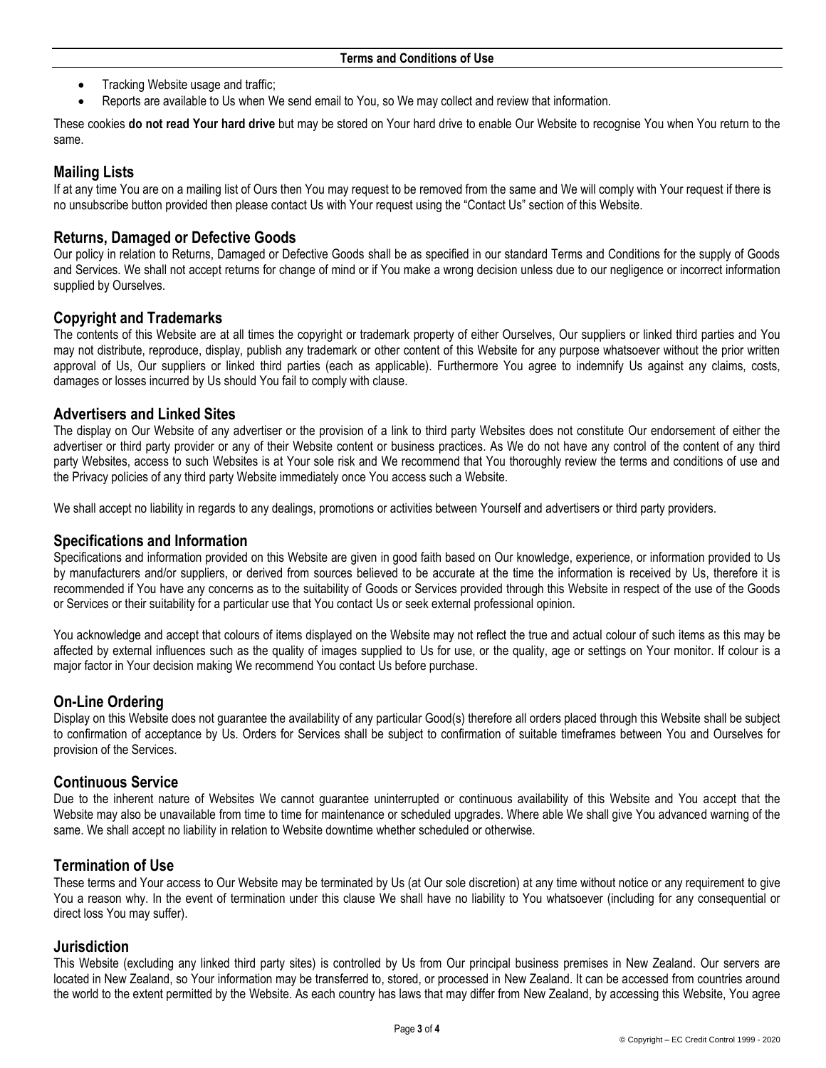- Tracking Website usage and traffic;
- Reports are available to Us when We send email to You, so We may collect and review that information.

These cookies **do not read Your hard drive** but may be stored on Your hard drive to enable Our Website to recognise You when You return to the same.

## Mailing Lists

If at any time You are on a mailing list of Ours then You may request to be removed from the same and We will comply with Your request if there is no unsubscribe button provided then please contact Us with Your request using the "Contact Us" section of this Website.

## Returns, Damaged or Defective Goods

Our policy in relation to Returns, Damaged or Defective Goods shall be as specified in our standard Terms and Conditions for the supply of Goods and Services. We shall not accept returns for change of mind or if You make a wrong decision unless due to our negligence or incorrect information supplied by Ourselves.

## Copyright and Trademarks

The contents of this Website are at all times the copyright or trademark property of either Ourselves, Our suppliers or linked third parties and You may not distribute, reproduce, display, publish any trademark or other content of this Website for any purpose whatsoever without the prior written approval of Us, Our suppliers or linked third parties (each as applicable). Furthermore You agree to indemnify Us against any claims, costs, damages or losses incurred by Us should You fail to comply with clause.

## Advertisers and Linked Sites

The display on Our Website of any advertiser or the provision of a link to third party Websites does not constitute Our endorsement of either the advertiser or third party provider or any of their Website content or business practices. As We do not have any control of the content of any third party Websites, access to such Websites is at Your sole risk and We recommend that You thoroughly review the terms and conditions of use and the Privacy policies of any third party Website immediately once You access such a Website.

We shall accept no liability in regards to any dealings, promotions or activities between Yourself and advertisers or third party providers.

## Specifications and Information

Specifications and information provided on this Website are given in good faith based on Our knowledge, experience, or information provided to Us by manufacturers and/or suppliers, or derived from sources believed to be accurate at the time the information is received by Us, therefore it is recommended if You have any concerns as to the suitability of Goods or Services provided through this Website in respect of the use of the Goods or Services or their suitability for a particular use that You contact Us or seek external professional opinion.

You acknowledge and accept that colours of items displayed on the Website may not reflect the true and actual colour of such items as this may be affected by external influences such as the quality of images supplied to Us for use, or the quality, age or settings on Your monitor. If colour is a major factor in Your decision making We recommend You contact Us before purchase.

## On-Line Ordering

Display on this Website does not guarantee the availability of any particular Good(s) therefore all orders placed through this Website shall be subject to confirmation of acceptance by Us. Orders for Services shall be subject to confirmation of suitable timeframes between You and Ourselves for provision of the Services.

## Continuous Service

Due to the inherent nature of Websites We cannot guarantee uninterrupted or continuous availability of this Website and You accept that the Website may also be unavailable from time to time for maintenance or scheduled upgrades. Where able We shall give You advanced warning of the same. We shall accept no liability in relation to Website downtime whether scheduled or otherwise.

## Termination of Use

These terms and Your access to Our Website may be terminated by Us (at Our sole discretion) at any time without notice or any requirement to give You a reason why. In the event of termination under this clause We shall have no liability to You whatsoever (including for any consequential or direct loss You may suffer).

## Jurisdiction

This Website (excluding any linked third party sites) is controlled by Us from Our principal business premises in New Zealand. Our servers are located in New Zealand, so Your information may be transferred to, stored, or processed in New Zealand. It can be accessed from countries around the world to the extent permitted by the Website. As each country has laws that may differ from New Zealand, by accessing this Website, You agree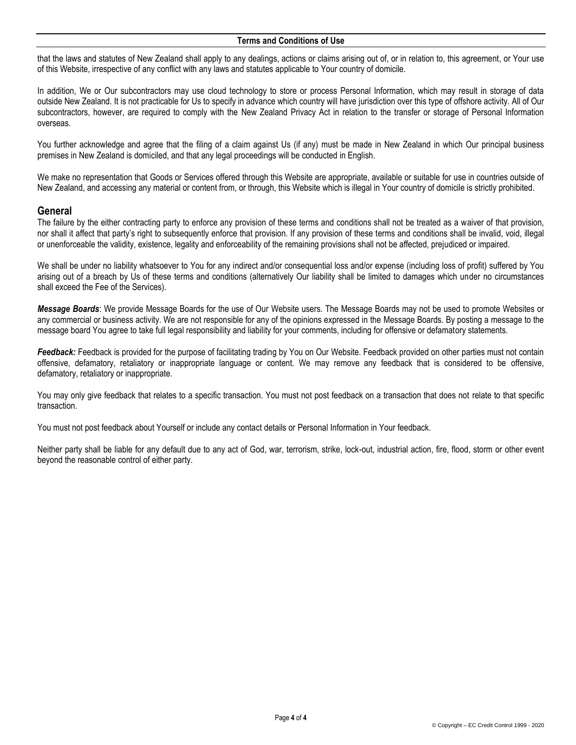that the laws and statutes of New Zealand shall apply to any dealings, actions or claims arising out of, or in relation to, this agreement, or Your use of this Website, irrespective of any conflict with any laws and statutes applicable to Your country of domicile.

In addition, We or Our subcontractors may use cloud technology to store or process Personal Information, which may result in storage of data outside New Zealand. It is not practicable for Us to specify in advance which country will have jurisdiction over this type of offshore activity. All of Our subcontractors, however, are required to comply with the New Zealand Privacy Act in relation to the transfer or storage of Personal Information overseas.

You further acknowledge and agree that the filing of a claim against Us (if any) must be made in New Zealand in which Our principal business premises in New Zealand is domiciled, and that any legal proceedings will be conducted in English.

We make no representation that Goods or Services offered through this Website are appropriate, available or suitable for use in countries outside of New Zealand, and accessing any material or content from, or through, this Website which is illegal in Your country of domicile is strictly prohibited.

## General

The failure by the either contracting party to enforce any provision of these terms and conditions shall not be treated as a waiver of that provision, nor shall it affect that party's right to subsequently enforce that provision. If any provision of these terms and conditions shall be invalid, void, illegal or unenforceable the validity, existence, legality and enforceability of the remaining provisions shall not be affected, prejudiced or impaired.

We shall be under no liability whatsoever to You for any indirect and/or consequential loss and/or expense (including loss of profit) suffered by You arising out of a breach by Us of these terms and conditions (alternatively Our liability shall be limited to damages which under no circumstances shall exceed the Fee of the Services).

***Message Boards***: We provide Message Boards for the use of Our Website users. The Message Boards may not be used to promote Websites or any commercial or business activity. We are not responsible for any of the opinions expressed in the Message Boards. By posting a message to the message board You agree to take full legal responsibility and liability for your comments, including for offensive or defamatory statements.

***Feedback:*** Feedback is provided for the purpose of facilitating trading by You on Our Website. Feedback provided on other parties must not contain offensive, defamatory, retaliatory or inappropriate language or content. We may remove any feedback that is considered to be offensive, defamatory, retaliatory or inappropriate.

You may only give feedback that relates to a specific transaction. You must not post feedback on a transaction that does not relate to that specific transaction.

You must not post feedback about Yourself or include any contact details or Personal Information in Your feedback.

Neither party shall be liable for any default due to any act of God, war, terrorism, strike, lock-out, industrial action, fire, flood, storm or other event beyond the reasonable control of either party.

© Copyright – EC Credit Control 1999 - 2020